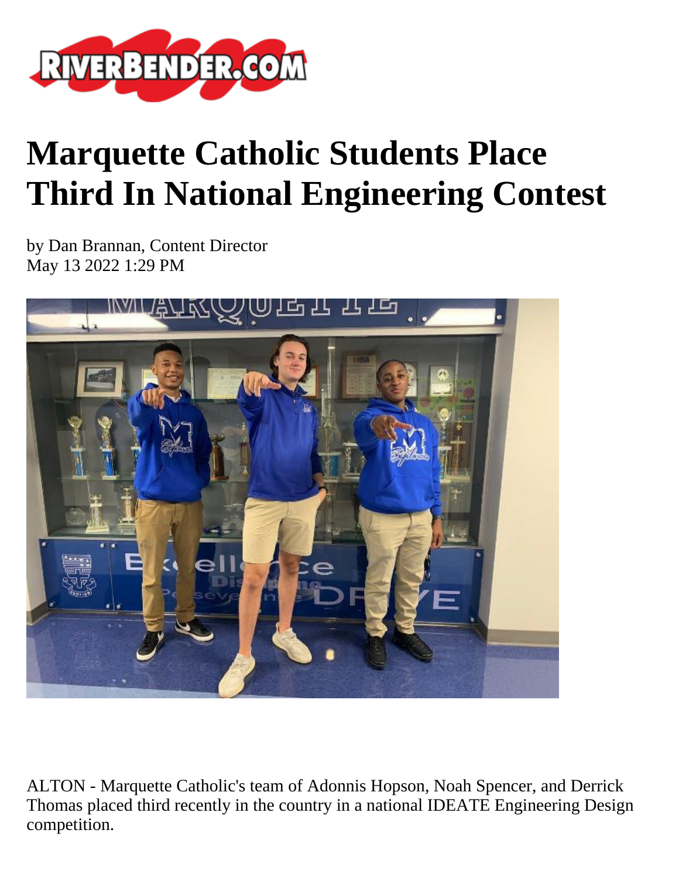# Marquette Catholic Students Place Third In National Engineering Contest

by Dan Brannan, Content Director
May 13 2022 1:29 PM

ALTON - Marquette Catholic's team of Adonnis Hopson, Noah Spencer, and Derrick Thomas placed third recently in the country in a national IDEATE Engineering Design competition.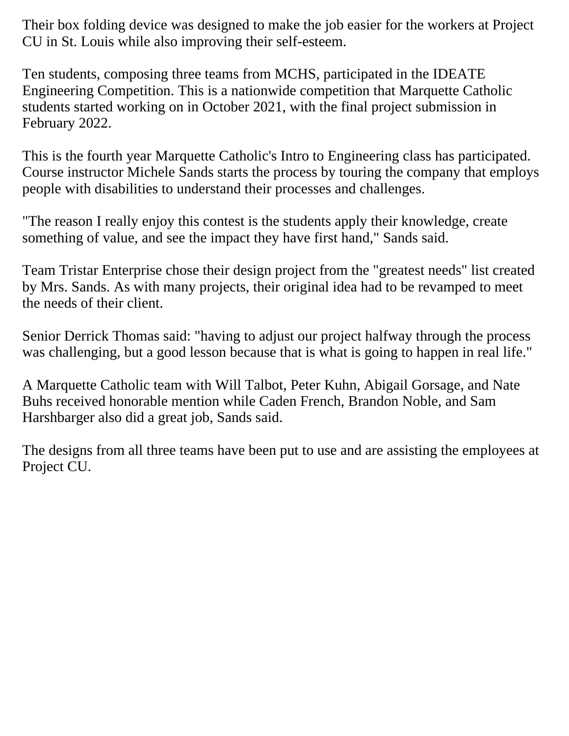Their box folding device was designed to make the job easier for the workers at Project CU in St. Louis while also improving their self-esteem.

Ten students, composing three teams from MCHS, participated in the IDEATE Engineering Competition. This is a nationwide competition that Marquette Catholic students started working on in October 2021, with the final project submission in February 2022.

This is the fourth year Marquette Catholic's Intro to Engineering class has participated. Course instructor Michele Sands starts the process by touring the company that employs people with disabilities to understand their processes and challenges.

"The reason I really enjoy this contest is the students apply their knowledge, create something of value, and see the impact they have first hand," Sands said.

Team Tristar Enterprise chose their design project from the "greatest needs" list created by Mrs. Sands. As with many projects, their original idea had to be revamped to meet the needs of their client.

Senior Derrick Thomas said: "having to adjust our project halfway through the process was challenging, but a good lesson because that is what is going to happen in real life."

A Marquette Catholic team with Will Talbot, Peter Kuhn, Abigail Gorsage, and Nate Buhs received honorable mention while Caden French, Brandon Noble, and Sam Harshbarger also did a great job, Sands said.

The designs from all three teams have been put to use and are assisting the employees at Project CU.